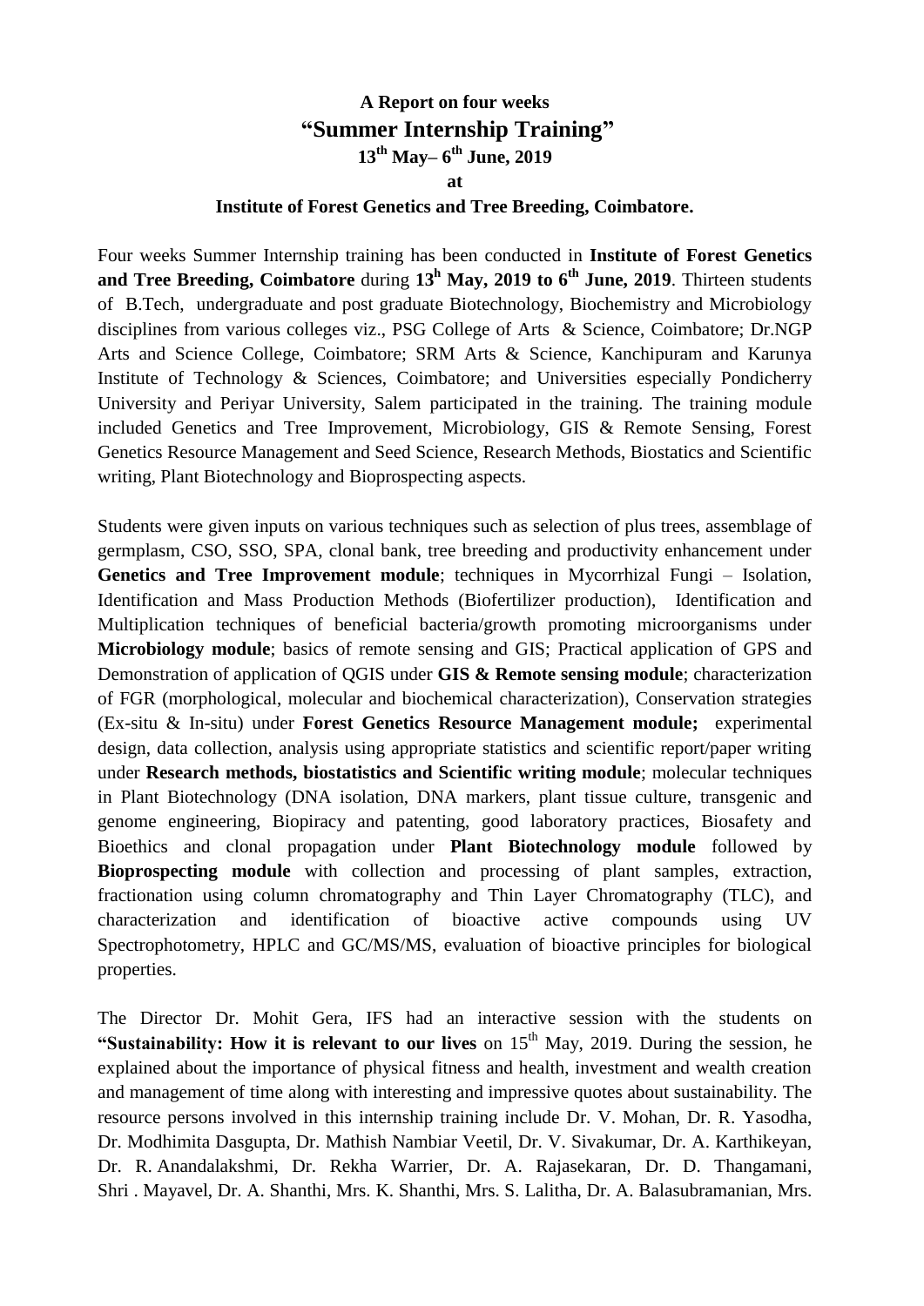**A Report on four weeks**

# "Summer Internship Training"

**13th May– 6th June, 2019**

**at**

**Institute of Forest Genetics and Tree Breeding, Coimbatore.**

Four weeks Summer Internship training has been conducted in **Institute of Forest Genetics and Tree Breeding, Coimbatore** during **13h May, 2019 to 6th June, 2019**. Thirteen students of B.Tech, undergraduate and post graduate Biotechnology, Biochemistry and Microbiology disciplines from various colleges viz., PSG College of Arts & Science, Coimbatore; Dr.NGP Arts and Science College, Coimbatore; SRM Arts & Science, Kanchipuram and Karunya Institute of Technology & Sciences, Coimbatore; and Universities especially Pondicherry University and Periyar University, Salem participated in the training. The training module included Genetics and Tree Improvement, Microbiology, GIS & Remote Sensing, Forest Genetics Resource Management and Seed Science, Research Methods, Biostatics and Scientific writing, Plant Biotechnology and Bioprospecting aspects.

Students were given inputs on various techniques such as selection of plus trees, assemblage of germplasm, CSO, SSO, SPA, clonal bank, tree breeding and productivity enhancement under **Genetics and Tree Improvement module**; techniques in Mycorrhizal Fungi – Isolation, Identification and Mass Production Methods (Biofertilizer production), Identification and Multiplication techniques of beneficial bacteria/growth promoting microorganisms under **Microbiology module**; basics of remote sensing and GIS; Practical application of GPS and Demonstration of application of QGIS under **GIS & Remote sensing module**; characterization of FGR (morphological, molecular and biochemical characterization), Conservation strategies (Ex-situ & In-situ) under **Forest Genetics Resource Management module;** experimental design, data collection, analysis using appropriate statistics and scientific report/paper writing under **Research methods, biostatistics and Scientific writing module**; molecular techniques in Plant Biotechnology (DNA isolation, DNA markers, plant tissue culture, transgenic and genome engineering, Biopiracy and patenting, good laboratory practices, Biosafety and Bioethics and clonal propagation under **Plant Biotechnology module** followed by **Bioprospecting module** with collection and processing of plant samples, extraction, fractionation using column chromatography and Thin Layer Chromatography (TLC), and characterization and identification of bioactive active compounds using UV Spectrophotometry, HPLC and GC/MS/MS, evaluation of bioactive principles for biological properties.

The Director Dr. Mohit Gera, IFS had an interactive session with the students on **"Sustainability: How it is relevant to our lives** on 15th May, 2019. During the session, he explained about the importance of physical fitness and health, investment and wealth creation and management of time along with interesting and impressive quotes about sustainability. The resource persons involved in this internship training include Dr. V. Mohan, Dr. R. Yasodha, Dr. Modhimita Dasgupta, Dr. Mathish Nambiar Veetil, Dr. V. Sivakumar, Dr. A. Karthikeyan, Dr. R. Anandalakshmi, Dr. Rekha Warrier, Dr. A. Rajasekaran, Dr. D. Thangamani, Shri . Mayavel, Dr. A. Shanthi, Mrs. K. Shanthi, Mrs. S. Lalitha, Dr. A. Balasubramanian, Mrs.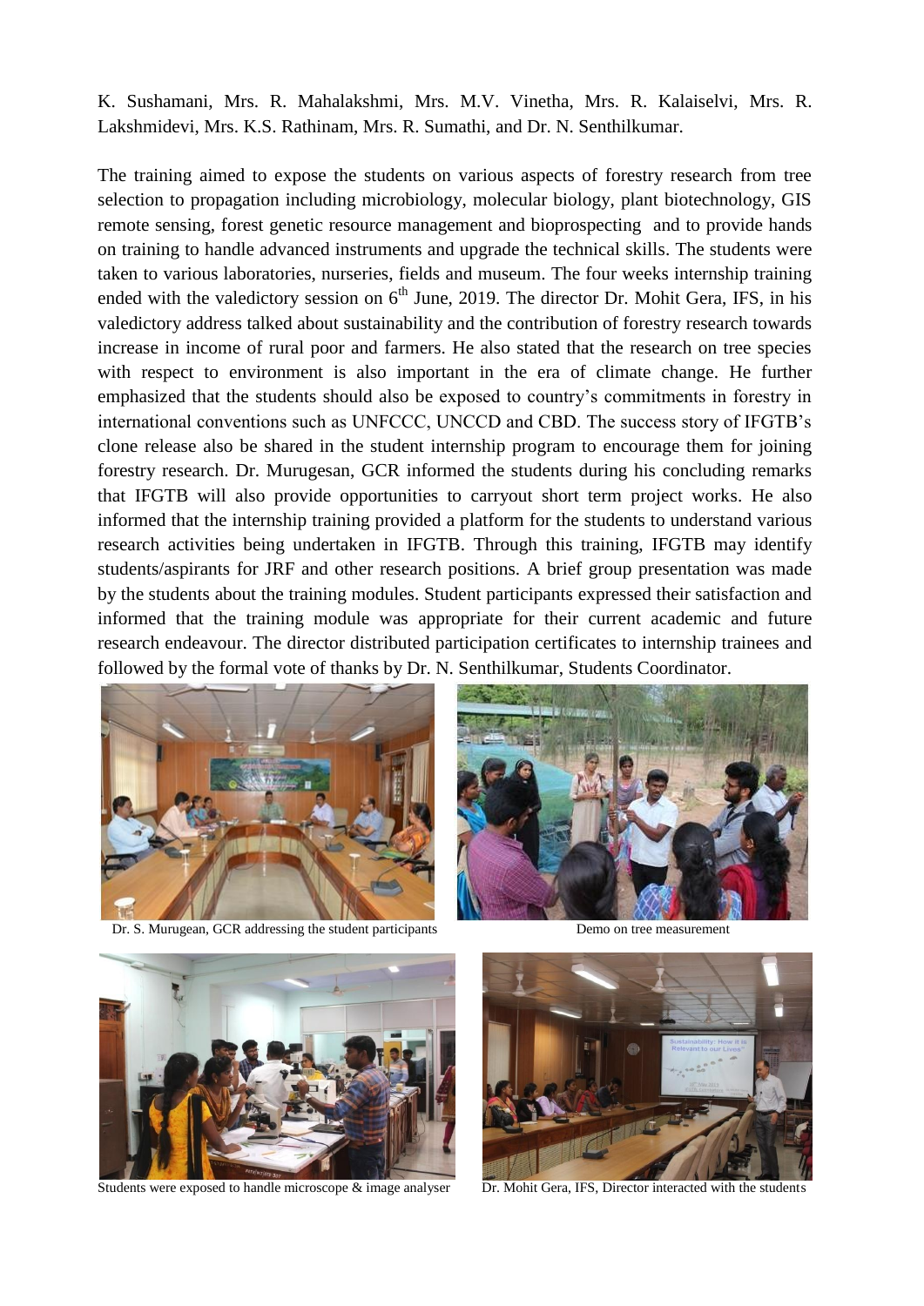K. Sushamani, Mrs. R. Mahalakshmi, Mrs. M.V. Vinetha, Mrs. R. Kalaiselvi, Mrs. R. Lakshmidevi, Mrs. K.S. Rathinam, Mrs. R. Sumathi, and Dr. N. Senthilkumar.

The training aimed to expose the students on various aspects of forestry research from tree selection to propagation including microbiology, molecular biology, plant biotechnology, GIS remote sensing, forest genetic resource management and bioprospecting and to provide hands on training to handle advanced instruments and upgrade the technical skills. The students were taken to various laboratories, nurseries, fields and museum. The four weeks internship training ended with the valedictory session on 6th June, 2019. The director Dr. Mohit Gera, IFS, in his valedictory address talked about sustainability and the contribution of forestry research towards increase in income of rural poor and farmers. He also stated that the research on tree species with respect to environment is also important in the era of climate change. He further emphasized that the students should also be exposed to country's commitments in forestry in international conventions such as UNFCCC, UNCCD and CBD. The success story of IFGTB's clone release also be shared in the student internship program to encourage them for joining forestry research. Dr. Murugesan, GCR informed the students during his concluding remarks that IFGTB will also provide opportunities to carryout short term project works. He also informed that the internship training provided a platform for the students to understand various research activities being undertaken in IFGTB. Through this training, IFGTB may identify students/aspirants for JRF and other research positions. A brief group presentation was made by the students about the training modules. Student participants expressed their satisfaction and informed that the training module was appropriate for their current academic and future research endeavour. The director distributed participation certificates to internship trainees and followed by the formal vote of thanks by Dr. N. Senthilkumar, Students Coordinator.

Dr. S. Murugean, GCR addressing the student participants

Demo on tree measurement

Students were exposed to handle microscope & image analyser

Dr. Mohit Gera, IFS, Director interacted with the students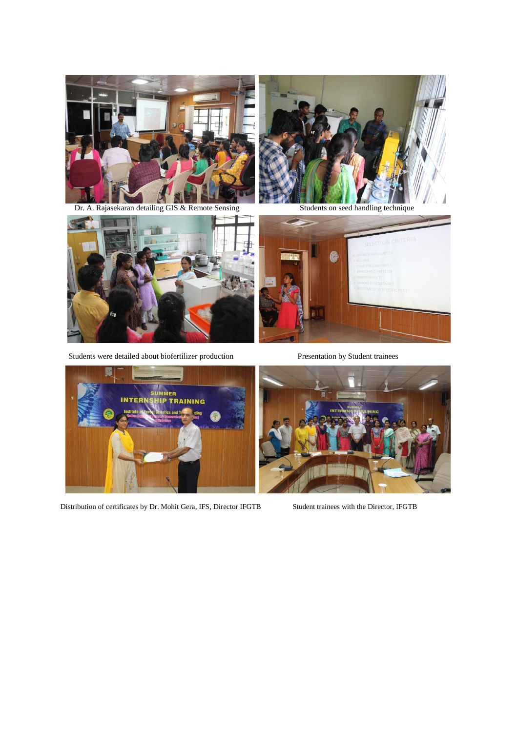Dr. A. Rajasekaran detailing GIS & Remote Sensing

Students on seed handling technique

Students were detailed about biofertilizer production

Presentation by Student trainees

Distribution of certificates by Dr. Mohit Gera, IFS, Director IFGTB

Student trainees with the Director, IFGTB